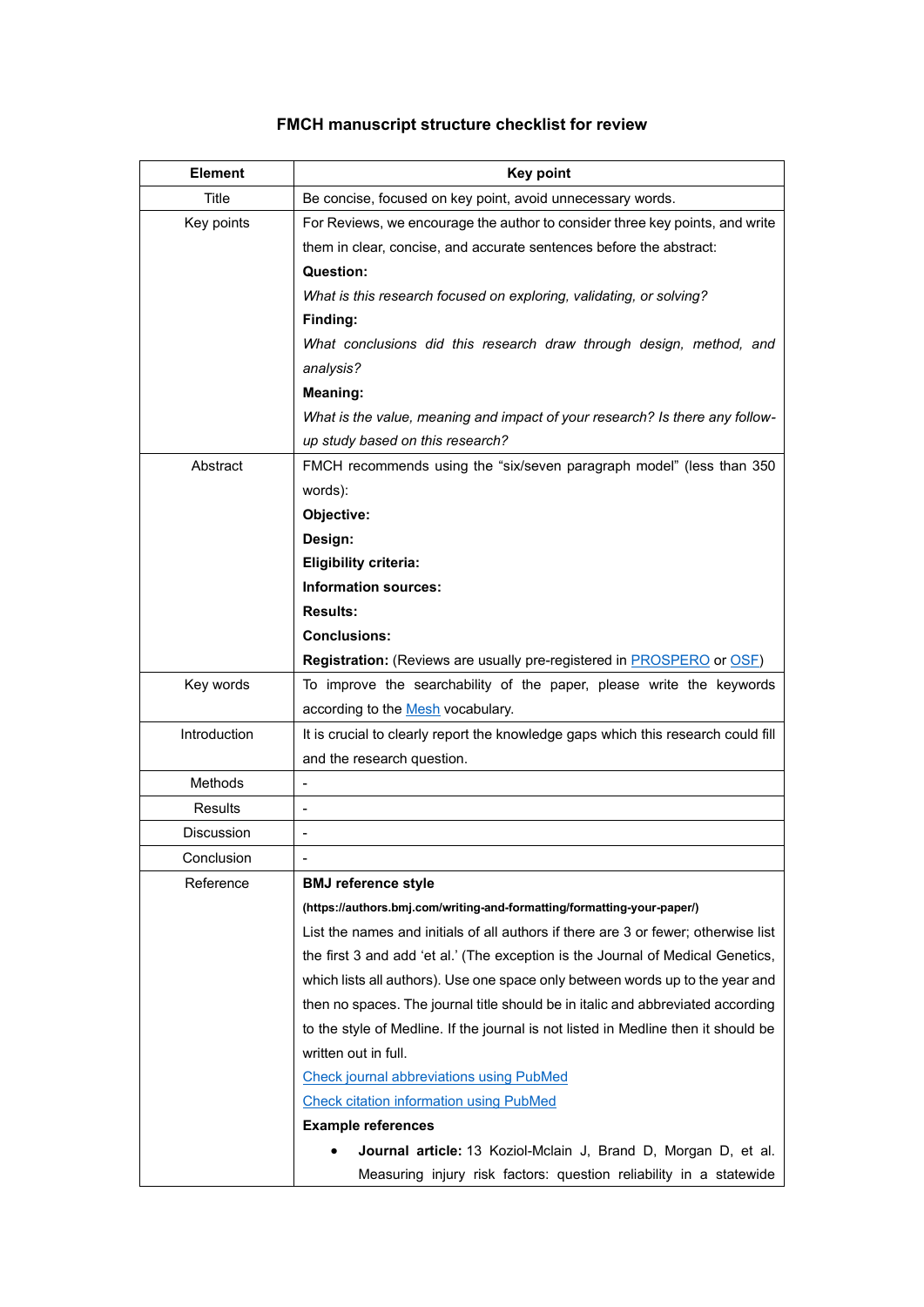# FMCH manuscript structure checklist for review

| Element | Key point |
| --- | --- |
| Title | Be concise, focused on key point, avoid unnecessary words. |
| Key points | For Reviews, we encourage the author to consider three key points, and write them in clear, concise, and accurate sentences before the abstract:<br>**Question:**<br>*What is this research focused on exploring, validating, or solving?*<br>**Finding:**<br>*What conclusions did this research draw through design, method, and analysis?*<br>**Meaning:**<br>*What is the value, meaning and impact of your research? Is there any follow-up study based on this research?* |
| Abstract | FMCH recommends using the "six/seven paragraph model" (less than 350 words):<br>**Objective:**<br>**Design:**<br>**Eligibility criteria:**<br>**Information sources:**<br>**Results:**<br>**Conclusions:**<br>**Registration:** (Reviews are usually pre-registered in PROSPERO or OSF) |
| Key words | To improve the searchability of the paper, please write the keywords according to the Mesh vocabulary. |
| Introduction | It is crucial to clearly report the knowledge gaps which this research could fill and the research question. |
| Methods | - |
| Results | - |
| Discussion | - |
| Conclusion | - |
| Reference | **BMJ reference style**<br>**(https://authors.bmj.com/writing-and-formatting/formatting-your-paper/)**<br>List the names and initials of all authors if there are 3 or fewer; otherwise list the first 3 and add 'et al.' (The exception is the Journal of Medical Genetics, which lists all authors). Use one space only between words up to the year and then no spaces. The journal title should be in italic and abbreviated according to the style of Medline. If the journal is not listed in Medline then it should be written out in full.<br>Check journal abbreviations using PubMed<br>Check citation information using PubMed<br>**Example references**<br>• **Journal article:** 13 Koziol-Mclain J, Brand D, Morgan D, et al. Measuring injury risk factors: question reliability in a statewide |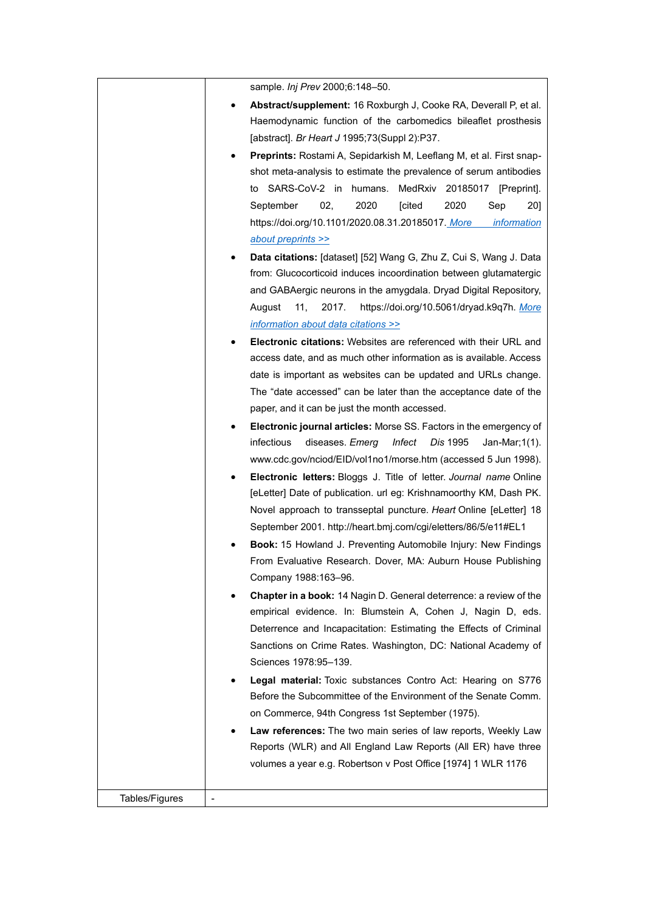| | |
|---|---|
| | sample. *Inj Prev* 2000;6:148–50.<br>• **Abstract/supplement:** 16 Roxburgh J, Cooke RA, Deverall P, et al. Haemodynamic function of the carbomedics bileaflet prosthesis [abstract]. *Br Heart J* 1995;73(Suppl 2):P37.<br>• **Preprints:** Rostami A, Sepidarkish M, Leeflang M, et al. First snap-shot meta-analysis to estimate the prevalence of serum antibodies to SARS-CoV-2 in humans. MedRxiv 20185017 [Preprint]. September 02, 2020 [cited 2020 Sep 20] https://doi.org/10.1101/2020.08.31.20185017. *More information about preprints >>*<br>• **Data citations:** [dataset] [52] Wang G, Zhu Z, Cui S, Wang J. Data from: Glucocorticoid induces incoordination between glutamatergic and GABAergic neurons in the amygdala. Dryad Digital Repository, August 11, 2017. https://doi.org/10.5061/dryad.k9q7h. *More information about data citations >>*<br>• **Electronic citations:** Websites are referenced with their URL and access date, and as much other information as is available. Access date is important as websites can be updated and URLs change. The "date accessed" can be later than the acceptance date of the paper, and it can be just the month accessed.<br>• **Electronic journal articles:** Morse SS. Factors in the emergency of infectious diseases. *Emerg Infect Dis* 1995 Jan-Mar;1(1). www.cdc.gov/nciod/EID/vol1no1/morse.htm (accessed 5 Jun 1998).<br>• **Electronic letters:** Bloggs J. Title of letter. *Journal name* Online [eLetter] Date of publication. url eg: Krishnamoorthy KM, Dash PK. Novel approach to transseptal puncture. *Heart* Online [eLetter] 18 September 2001. http://heart.bmj.com/cgi/eletters/86/5/e11#EL1<br>• **Book:** 15 Howland J. Preventing Automobile Injury: New Findings From Evaluative Research. Dover, MA: Auburn House Publishing Company 1988:163–96.<br>• **Chapter in a book:** 14 Nagin D. General deterrence: a review of the empirical evidence. In: Blumstein A, Cohen J, Nagin D, eds. Deterrence and Incapacitation: Estimating the Effects of Criminal Sanctions on Crime Rates. Washington, DC: National Academy of Sciences 1978:95–139.<br>• **Legal material:** Toxic substances Contro Act: Hearing on S776 Before the Subcommittee of the Environment of the Senate Comm. on Commerce, 94th Congress 1st September (1975).<br>• **Law references:** The two main series of law reports, Weekly Law Reports (WLR) and All England Law Reports (All ER) have three volumes a year e.g. Robertson v Post Office [1974] 1 WLR 1176 |
| Tables/Figures | - |